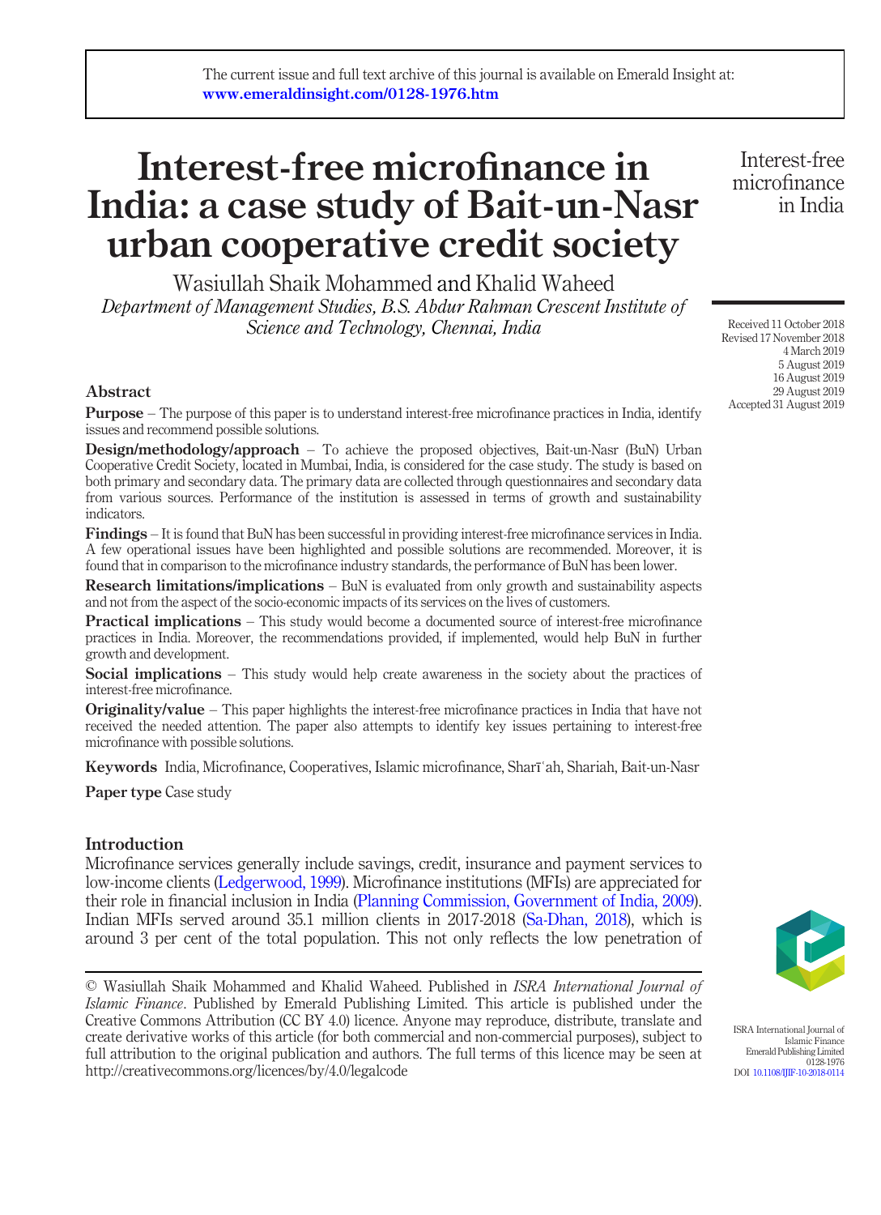The current issue and full text archive of this journal is available on Emerald Insight at: www.emeraldinsight.com/0128-1976.htm

# Interest-free microfinance in India: a case study of Bait-un-Nasr urban cooperative credit society

Wasiullah Shaik Mohammed and Khalid Waheed

*Department of Management Studies, B.S. Abdur Rahman Crescent Institute of Science and Technology, Chennai, India*

Received 11 October 2018
Revised 17 November 2018
4 March 2019
5 August 2019
16 August 2019
29 August 2019
Accepted 31 August 2019

## Abstract

**Purpose** – The purpose of this paper is to understand interest-free microfinance practices in India, identify issues and recommend possible solutions.

**Design/methodology/approach** – To achieve the proposed objectives, Bait-un-Nasr (BuN) Urban Cooperative Credit Society, located in Mumbai, India, is considered for the case study. The study is based on both primary and secondary data. The primary data are collected through questionnaires and secondary data from various sources. Performance of the institution is assessed in terms of growth and sustainability indicators.

**Findings** – It is found that BuN has been successful in providing interest-free microfinance services in India. A few operational issues have been highlighted and possible solutions are recommended. Moreover, it is found that in comparison to the microfinance industry standards, the performance of BuN has been lower.

**Research limitations/implications** – BuN is evaluated from only growth and sustainability aspects and not from the aspect of the socio-economic impacts of its services on the lives of customers.

**Practical implications** – This study would become a documented source of interest-free microfinance practices in India. Moreover, the recommendations provided, if implemented, would help BuN in further growth and development.

**Social implications** – This study would help create awareness in the society about the practices of interest-free microfinance.

**Originality/value** – This paper highlights the interest-free microfinance practices in India that have not received the needed attention. The paper also attempts to identify key issues pertaining to interest-free microfinance with possible solutions.

**Keywords** India, Microfinance, Cooperatives, Islamic microfinance, Sharīʿah, Shariah, Bait-un-Nasr

**Paper type** Case study

## Introduction

Microfinance services generally include savings, credit, insurance and payment services to low-income clients (Ledgerwood, 1999). Microfinance institutions (MFIs) are appreciated for their role in financial inclusion in India (Planning Commission, Government of India, 2009). Indian MFIs served around 35.1 million clients in 2017-2018 (Sa-Dhan, 2018), which is around 3 per cent of the total population. This not only reflects the low penetration of

© Wasiullah Shaik Mohammed and Khalid Waheed. Published in *ISRA International Journal of Islamic Finance*. Published by Emerald Publishing Limited. This article is published under the Creative Commons Attribution (CC BY 4.0) licence. Anyone may reproduce, distribute, translate and create derivative works of this article (for both commercial and non-commercial purposes), subject to full attribution to the original publication and authors. The full terms of this licence may be seen at http://creativecommons.org/licences/by/4.0/legalcode

ISRA International Journal of Islamic Finance
Emerald Publishing Limited
0128-1976
DOI 10.1108/IJIF-10-2018-0114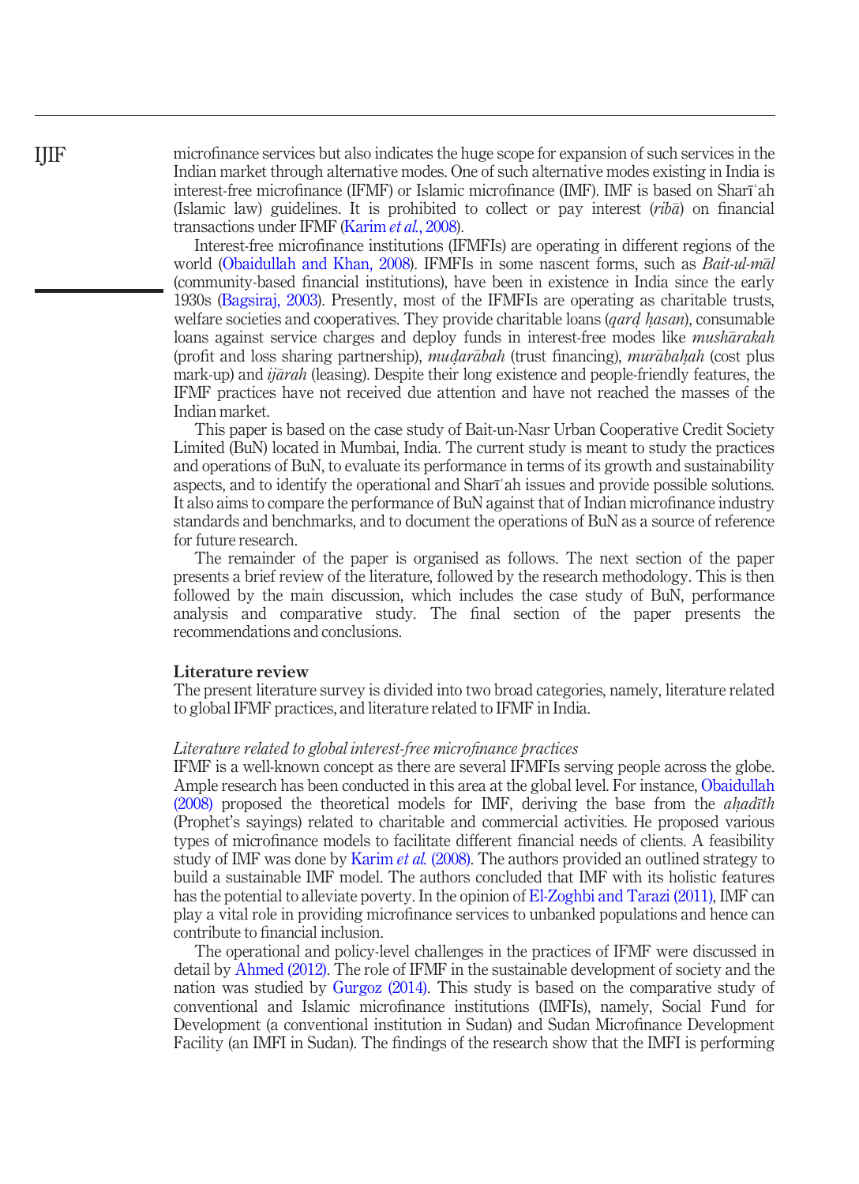microfinance services but also indicates the huge scope for expansion of such services in the Indian market through alternative modes. One of such alternative modes existing in India is interest-free microfinance (IFMF) or Islamic microfinance (IMF). IMF is based on Sharīʿah (Islamic law) guidelines. It is prohibited to collect or pay interest (*ribā*) on financial transactions under IFMF (Karim *et al.*, 2008).

Interest-free microfinance institutions (IFMFIs) are operating in different regions of the world (Obaidullah and Khan, 2008). IFMFIs in some nascent forms, such as *Bait-ul-māl* (community-based financial institutions), have been in existence in India since the early 1930s (Bagsiraj, 2003). Presently, most of the IFMFIs are operating as charitable trusts, welfare societies and cooperatives. They provide charitable loans (*qarḍ ḥasan*), consumable loans against service charges and deploy funds in interest-free modes like *mushārakah* (profit and loss sharing partnership), *muḍarābah* (trust financing), *murābaḥah* (cost plus mark-up) and *ijārah* (leasing). Despite their long existence and people-friendly features, the IFMF practices have not received due attention and have not reached the masses of the Indian market.

This paper is based on the case study of Bait-un-Nasr Urban Cooperative Credit Society Limited (BuN) located in Mumbai, India. The current study is meant to study the practices and operations of BuN, to evaluate its performance in terms of its growth and sustainability aspects, and to identify the operational and Sharīʿah issues and provide possible solutions. It also aims to compare the performance of BuN against that of Indian microfinance industry standards and benchmarks, and to document the operations of BuN as a source of reference for future research.

The remainder of the paper is organised as follows. The next section of the paper presents a brief review of the literature, followed by the research methodology. This is then followed by the main discussion, which includes the case study of BuN, performance analysis and comparative study. The final section of the paper presents the recommendations and conclusions.

## Literature review

The present literature survey is divided into two broad categories, namely, literature related to global IFMF practices, and literature related to IFMF in India.

### *Literature related to global interest-free microfinance practices*

IFMF is a well-known concept as there are several IFMFIs serving people across the globe. Ample research has been conducted in this area at the global level. For instance, Obaidullah (2008) proposed the theoretical models for IMF, deriving the base from the *aḥadīth* (Prophet's sayings) related to charitable and commercial activities. He proposed various types of microfinance models to facilitate different financial needs of clients. A feasibility study of IMF was done by Karim *et al.* (2008). The authors provided an outlined strategy to build a sustainable IMF model. The authors concluded that IMF with its holistic features has the potential to alleviate poverty. In the opinion of El-Zoghbi and Tarazi (2011), IMF can play a vital role in providing microfinance services to unbanked populations and hence can contribute to financial inclusion.

The operational and policy-level challenges in the practices of IFMF were discussed in detail by Ahmed (2012). The role of IFMF in the sustainable development of society and the nation was studied by Gurgoz (2014). This study is based on the comparative study of conventional and Islamic microfinance institutions (IMFIs), namely, Social Fund for Development (a conventional institution in Sudan) and Sudan Microfinance Development Facility (an IMFI in Sudan). The findings of the research show that the IMFI is performing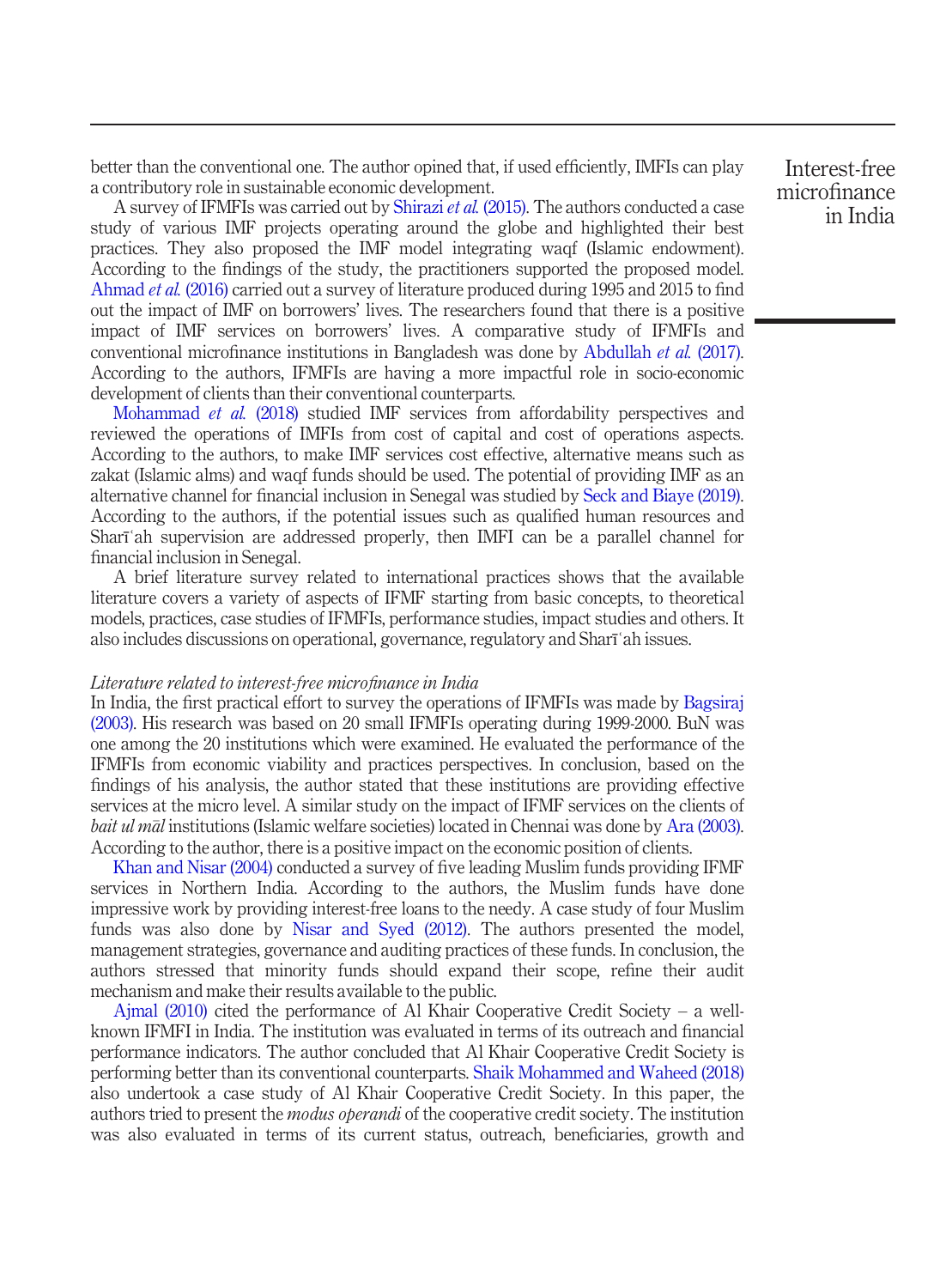better than the conventional one. The author opined that, if used efficiently, IMFIs can play a contributory role in sustainable economic development.

A survey of IFMFIs was carried out by Shirazi *et al.* (2015). The authors conducted a case study of various IMF projects operating around the globe and highlighted their best practices. They also proposed the IMF model integrating waqf (Islamic endowment). According to the findings of the study, the practitioners supported the proposed model. Ahmad *et al.* (2016) carried out a survey of literature produced during 1995 and 2015 to find out the impact of IMF on borrowers' lives. The researchers found that there is a positive impact of IMF services on borrowers' lives. A comparative study of IFMFIs and conventional microfinance institutions in Bangladesh was done by Abdullah *et al.* (2017). According to the authors, IFMFIs are having a more impactful role in socio-economic development of clients than their conventional counterparts.

Mohammad *et al.* (2018) studied IMF services from affordability perspectives and reviewed the operations of IMFIs from cost of capital and cost of operations aspects. According to the authors, to make IMF services cost effective, alternative means such as zakat (Islamic alms) and waqf funds should be used. The potential of providing IMF as an alternative channel for financial inclusion in Senegal was studied by Seck and Biaye (2019). According to the authors, if the potential issues such as qualified human resources and Sharīʿah supervision are addressed properly, then IMFI can be a parallel channel for financial inclusion in Senegal.

A brief literature survey related to international practices shows that the available literature covers a variety of aspects of IFMF starting from basic concepts, to theoretical models, practices, case studies of IFMFIs, performance studies, impact studies and others. It also includes discussions on operational, governance, regulatory and Sharīʿah issues.

*Literature related to interest-free microfinance in India*

In India, the first practical effort to survey the operations of IFMFIs was made by Bagsiraj (2003). His research was based on 20 small IFMFIs operating during 1999-2000. BuN was one among the 20 institutions which were examined. He evaluated the performance of the IFMFIs from economic viability and practices perspectives. In conclusion, based on the findings of his analysis, the author stated that these institutions are providing effective services at the micro level. A similar study on the impact of IFMF services on the clients of *bait ul māl* institutions (Islamic welfare societies) located in Chennai was done by Ara (2003). According to the author, there is a positive impact on the economic position of clients.

Khan and Nisar (2004) conducted a survey of five leading Muslim funds providing IFMF services in Northern India. According to the authors, the Muslim funds have done impressive work by providing interest-free loans to the needy. A case study of four Muslim funds was also done by Nisar and Syed (2012). The authors presented the model, management strategies, governance and auditing practices of these funds. In conclusion, the authors stressed that minority funds should expand their scope, refine their audit mechanism and make their results available to the public.

Ajmal (2010) cited the performance of Al Khair Cooperative Credit Society – a well-known IFMFI in India. The institution was evaluated in terms of its outreach and financial performance indicators. The author concluded that Al Khair Cooperative Credit Society is performing better than its conventional counterparts. Shaik Mohammed and Waheed (2018) also undertook a case study of Al Khair Cooperative Credit Society. In this paper, the authors tried to present the *modus operandi* of the cooperative credit society. The institution was also evaluated in terms of its current status, outreach, beneficiaries, growth and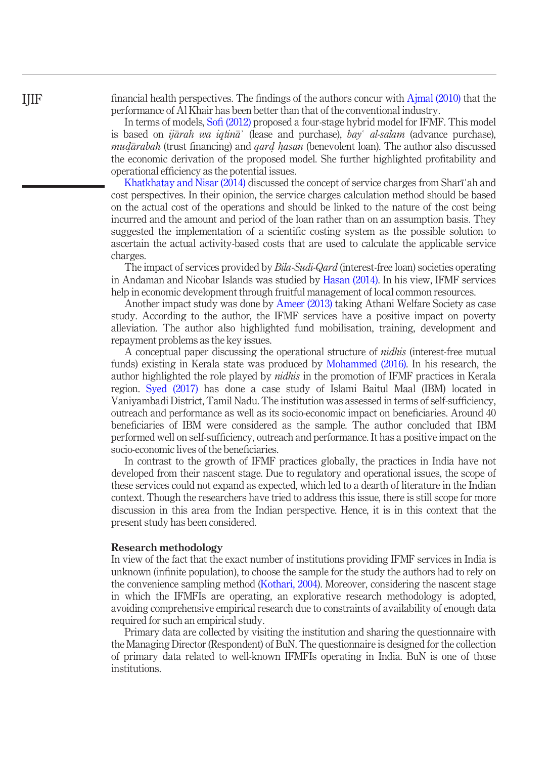financial health perspectives. The findings of the authors concur with Ajmal (2010) that the performance of Al Khair has been better than that of the conventional industry.

In terms of models, Sofi (2012) proposed a four-stage hybrid model for IFMF. This model is based on *ijārah wa iqtinā*ʾ (lease and purchase), *bay*ʿ *al-salam* (advance purchase), *muḍārabah* (trust financing) and *qarḍ ḥasan* (benevolent loan). The author also discussed the economic derivation of the proposed model. She further highlighted profitability and operational efficiency as the potential issues.

Khatkhatay and Nisar (2014) discussed the concept of service charges from Sharīʿah and cost perspectives. In their opinion, the service charges calculation method should be based on the actual cost of the operations and should be linked to the nature of the cost being incurred and the amount and period of the loan rather than on an assumption basis. They suggested the implementation of a scientific costing system as the possible solution to ascertain the actual activity-based costs that are used to calculate the applicable service charges.

The impact of services provided by *Bila-Sudi-Qard* (interest-free loan) societies operating in Andaman and Nicobar Islands was studied by Hasan (2014). In his view, IFMF services help in economic development through fruitful management of local common resources.

Another impact study was done by Ameer (2013) taking Athani Welfare Society as case study. According to the author, the IFMF services have a positive impact on poverty alleviation. The author also highlighted fund mobilisation, training, development and repayment problems as the key issues.

A conceptual paper discussing the operational structure of *nidhis* (interest-free mutual funds) existing in Kerala state was produced by Mohammed (2016). In his research, the author highlighted the role played by *nidhis* in the promotion of IFMF practices in Kerala region. Syed (2017) has done a case study of Islami Baitul Maal (IBM) located in Vaniyambadi District, Tamil Nadu. The institution was assessed in terms of self-sufficiency, outreach and performance as well as its socio-economic impact on beneficiaries. Around 40 beneficiaries of IBM were considered as the sample. The author concluded that IBM performed well on self-sufficiency, outreach and performance. It has a positive impact on the socio-economic lives of the beneficiaries.

In contrast to the growth of IFMF practices globally, the practices in India have not developed from their nascent stage. Due to regulatory and operational issues, the scope of these services could not expand as expected, which led to a dearth of literature in the Indian context. Though the researchers have tried to address this issue, there is still scope for more discussion in this area from the Indian perspective. Hence, it is in this context that the present study has been considered.

## Research methodology

In view of the fact that the exact number of institutions providing IFMF services in India is unknown (infinite population), to choose the sample for the study the authors had to rely on the convenience sampling method (Kothari, 2004). Moreover, considering the nascent stage in which the IFMFIs are operating, an explorative research methodology is adopted, avoiding comprehensive empirical research due to constraints of availability of enough data required for such an empirical study.

Primary data are collected by visiting the institution and sharing the questionnaire with the Managing Director (Respondent) of BuN. The questionnaire is designed for the collection of primary data related to well-known IFMFIs operating in India. BuN is one of those institutions.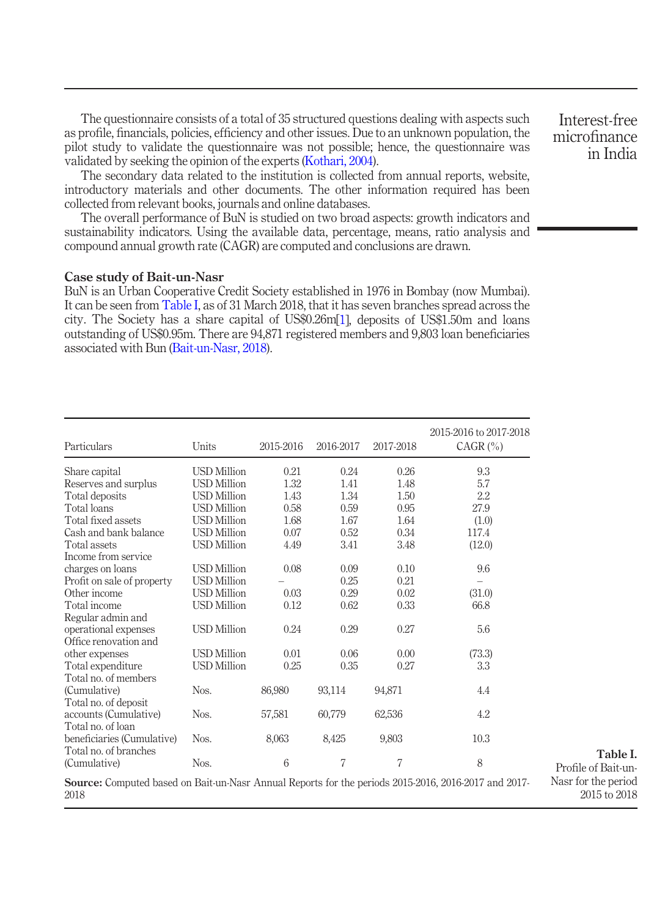The questionnaire consists of a total of 35 structured questions dealing with aspects such as profile, financials, policies, efficiency and other issues. Due to an unknown population, the pilot study to validate the questionnaire was not possible; hence, the questionnaire was validated by seeking the opinion of the experts (Kothari, 2004).

The secondary data related to the institution is collected from annual reports, website, introductory materials and other documents. The other information required has been collected from relevant books, journals and online databases.

The overall performance of BuN is studied on two broad aspects: growth indicators and sustainability indicators. Using the available data, percentage, means, ratio analysis and compound annual growth rate (CAGR) are computed and conclusions are drawn.

### Case study of Bait-un-Nasr

BuN is an Urban Cooperative Credit Society established in 1976 in Bombay (now Mumbai). It can be seen from Table I, as of 31 March 2018, that it has seven branches spread across the city. The Society has a share capital of US$0.26m[1], deposits of US$1.50m and loans outstanding of US$0.95m. There are 94,871 registered members and 9,803 loan beneficiaries associated with Bun (Bait-un-Nasr, 2018).

| Particulars | Units | 2015-2016 | 2016-2017 | 2017-2018 | 2015-2016 to 2017-2018 CAGR (%) |
|---|---|---|---|---|---|
| Share capital | USD Million | 0.21 | 0.24 | 0.26 | 9.3 |
| Reserves and surplus | USD Million | 1.32 | 1.41 | 1.48 | 5.7 |
| Total deposits | USD Million | 1.43 | 1.34 | 1.50 | 2.2 |
| Total loans | USD Million | 0.58 | 0.59 | 0.95 | 27.9 |
| Total fixed assets | USD Million | 1.68 | 1.67 | 1.64 | (1.0) |
| Cash and bank balance | USD Million | 0.07 | 0.52 | 0.34 | 117.4 |
| Total assets | USD Million | 4.49 | 3.41 | 3.48 | (12.0) |
| Income from service charges on loans | USD Million | 0.08 | 0.09 | 0.10 | 9.6 |
| Profit on sale of property | USD Million | – | 0.25 | 0.21 | – |
| Other income | USD Million | 0.03 | 0.29 | 0.02 | (31.0) |
| Total income | USD Million | 0.12 | 0.62 | 0.33 | 66.8 |
| Regular admin and operational expenses | USD Million | 0.24 | 0.29 | 0.27 | 5.6 |
| Office renovation and other expenses | USD Million | 0.01 | 0.06 | 0.00 | (73.3) |
| Total expenditure | USD Million | 0.25 | 0.35 | 0.27 | 3.3 |
| Total no. of members (Cumulative) | Nos. | 86,980 | 93,114 | 94,871 | 4.4 |
| Total no. of deposit accounts (Cumulative) | Nos. | 57,581 | 60,779 | 62,536 | 4.2 |
| Total no. of loan beneficiaries (Cumulative) | Nos. | 8,063 | 8,425 | 9,803 | 10.3 |
| Total no. of branches (Cumulative) | Nos. | 6 | 7 | 7 | 8 |

**Source:** Computed based on Bait-un-Nasr Annual Reports for the periods 2015-2016, 2016-2017 and 2017-2018

**Table I.** Profile of Bait-un-Nasr for the period 2015 to 2018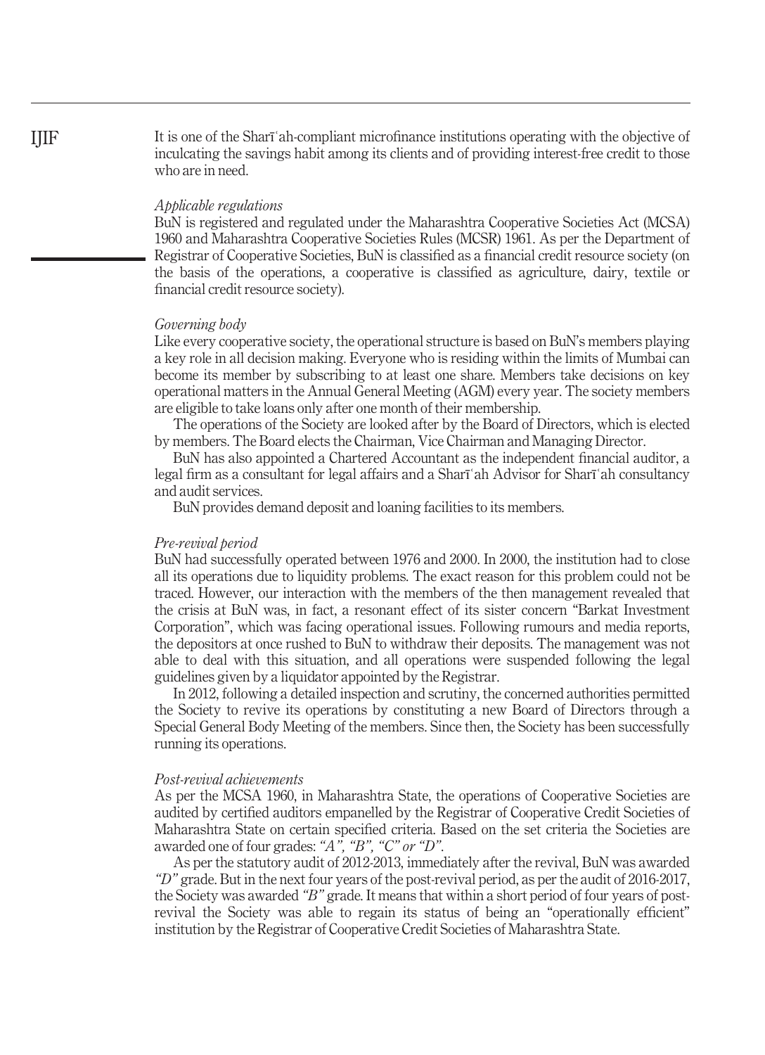It is one of the Sharīʿah-compliant microfinance institutions operating with the objective of inculcating the savings habit among its clients and of providing interest-free credit to those who are in need.

### *Applicable regulations*

BuN is registered and regulated under the Maharashtra Cooperative Societies Act (MCSA) 1960 and Maharashtra Cooperative Societies Rules (MCSR) 1961. As per the Department of Registrar of Cooperative Societies, BuN is classified as a financial credit resource society (on the basis of the operations, a cooperative is classified as agriculture, dairy, textile or financial credit resource society).

### *Governing body*

Like every cooperative society, the operational structure is based on BuN's members playing a key role in all decision making. Everyone who is residing within the limits of Mumbai can become its member by subscribing to at least one share. Members take decisions on key operational matters in the Annual General Meeting (AGM) every year. The society members are eligible to take loans only after one month of their membership.

The operations of the Society are looked after by the Board of Directors, which is elected by members. The Board elects the Chairman, Vice Chairman and Managing Director.

BuN has also appointed a Chartered Accountant as the independent financial auditor, a legal firm as a consultant for legal affairs and a Sharīʿah Advisor for Sharīʿah consultancy and audit services.

BuN provides demand deposit and loaning facilities to its members.

### *Pre-revival period*

BuN had successfully operated between 1976 and 2000. In 2000, the institution had to close all its operations due to liquidity problems. The exact reason for this problem could not be traced. However, our interaction with the members of the then management revealed that the crisis at BuN was, in fact, a resonant effect of its sister concern "Barkat Investment Corporation", which was facing operational issues. Following rumours and media reports, the depositors at once rushed to BuN to withdraw their deposits. The management was not able to deal with this situation, and all operations were suspended following the legal guidelines given by a liquidator appointed by the Registrar.

In 2012, following a detailed inspection and scrutiny, the concerned authorities permitted the Society to revive its operations by constituting a new Board of Directors through a Special General Body Meeting of the members. Since then, the Society has been successfully running its operations.

### *Post-revival achievements*

As per the MCSA 1960, in Maharashtra State, the operations of Cooperative Societies are audited by certified auditors empanelled by the Registrar of Cooperative Credit Societies of Maharashtra State on certain specified criteria. Based on the set criteria the Societies are awarded one of four grades: *"A", "B", "C" or "D"*.

As per the statutory audit of 2012-2013, immediately after the revival, BuN was awarded *"D"* grade. But in the next four years of the post-revival period, as per the audit of 2016-2017, the Society was awarded *"B"* grade. It means that within a short period of four years of post-revival the Society was able to regain its status of being an "operationally efficient" institution by the Registrar of Cooperative Credit Societies of Maharashtra State.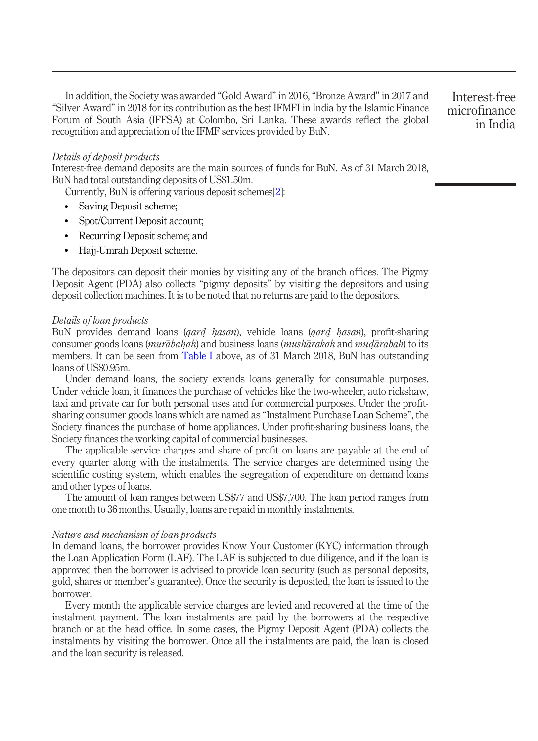In addition, the Society was awarded "Gold Award" in 2016, "Bronze Award" in 2017 and "Silver Award" in 2018 for its contribution as the best IFMFI in India by the Islamic Finance Forum of South Asia (IFFSA) at Colombo, Sri Lanka. These awards reflect the global recognition and appreciation of the IFMF services provided by BuN.

*Details of deposit products*

Interest-free demand deposits are the main sources of funds for BuN. As of 31 March 2018, BuN had total outstanding deposits of US$1.50m.

Currently, BuN is offering various deposit schemes[2]:

- Saving Deposit scheme;
- Spot/Current Deposit account;
- Recurring Deposit scheme; and
- Hajj-Umrah Deposit scheme.

The depositors can deposit their monies by visiting any of the branch offices. The Pigmy Deposit Agent (PDA) also collects "pigmy deposits" by visiting the depositors and using deposit collection machines. It is to be noted that no returns are paid to the depositors.

*Details of loan products*

BuN provides demand loans (*qarḍ ḥasan*), vehicle loans (*qarḍ ḥasan*), profit-sharing consumer goods loans (*murābaḥah*) and business loans (*mushārakah* and *muḍārabah*) to its members. It can be seen from Table I above, as of 31 March 2018, BuN has outstanding loans of US$0.95m.

Under demand loans, the society extends loans generally for consumable purposes. Under vehicle loan, it finances the purchase of vehicles like the two-wheeler, auto rickshaw, taxi and private car for both personal uses and for commercial purposes. Under the profit-sharing consumer goods loans which are named as "Instalment Purchase Loan Scheme", the Society finances the purchase of home appliances. Under profit-sharing business loans, the Society finances the working capital of commercial businesses.

The applicable service charges and share of profit on loans are payable at the end of every quarter along with the instalments. The service charges are determined using the scientific costing system, which enables the segregation of expenditure on demand loans and other types of loans.

The amount of loan ranges between US$77 and US$7,700. The loan period ranges from one month to 36 months. Usually, loans are repaid in monthly instalments.

*Nature and mechanism of loan products*

In demand loans, the borrower provides Know Your Customer (KYC) information through the Loan Application Form (LAF). The LAF is subjected to due diligence, and if the loan is approved then the borrower is advised to provide loan security (such as personal deposits, gold, shares or member's guarantee). Once the security is deposited, the loan is issued to the borrower.

Every month the applicable service charges are levied and recovered at the time of the instalment payment. The loan instalments are paid by the borrowers at the respective branch or at the head office. In some cases, the Pigmy Deposit Agent (PDA) collects the instalments by visiting the borrower. Once all the instalments are paid, the loan is closed and the loan security is released.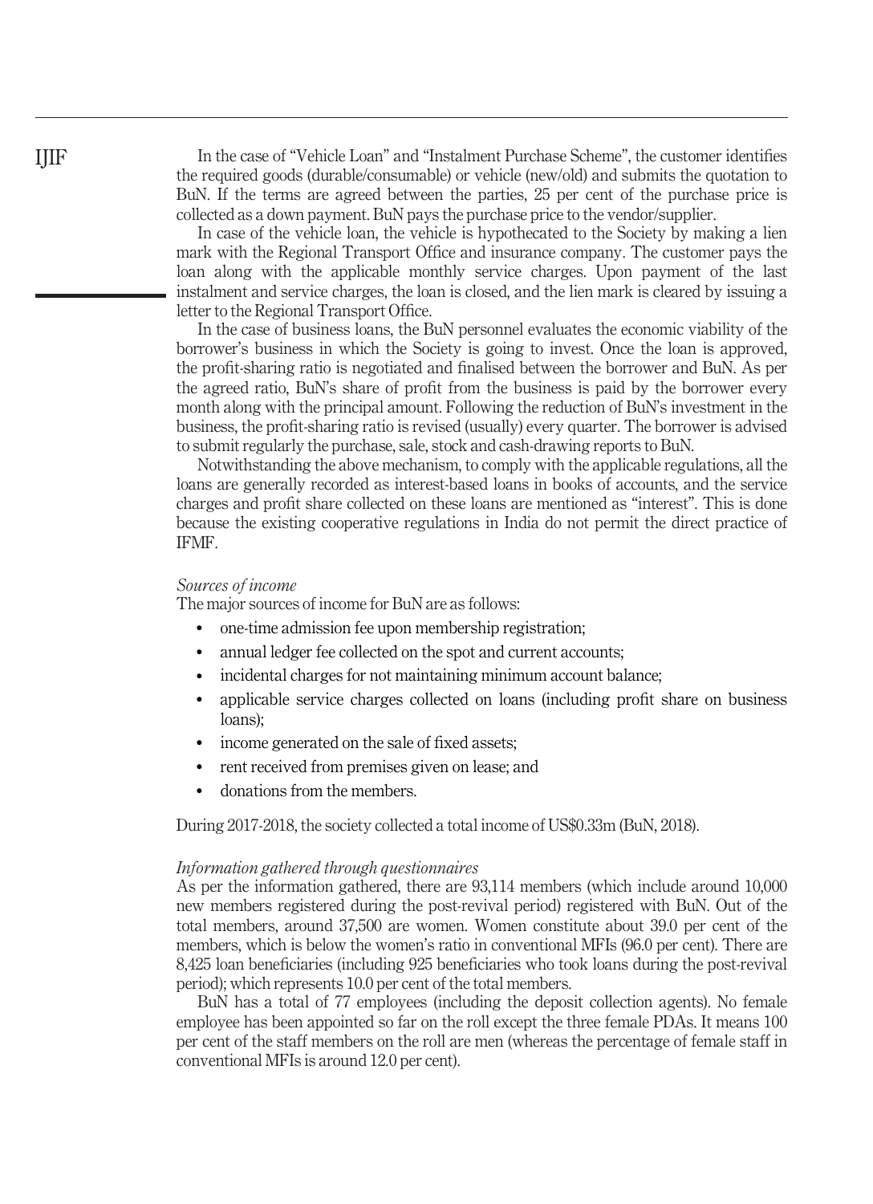In the case of "Vehicle Loan" and "Instalment Purchase Scheme", the customer identifies the required goods (durable/consumable) or vehicle (new/old) and submits the quotation to BuN. If the terms are agreed between the parties, 25 per cent of the purchase price is collected as a down payment. BuN pays the purchase price to the vendor/supplier.

In case of the vehicle loan, the vehicle is hypothecated to the Society by making a lien mark with the Regional Transport Office and insurance company. The customer pays the loan along with the applicable monthly service charges. Upon payment of the last instalment and service charges, the loan is closed, and the lien mark is cleared by issuing a letter to the Regional Transport Office.

In the case of business loans, the BuN personnel evaluates the economic viability of the borrower's business in which the Society is going to invest. Once the loan is approved, the profit-sharing ratio is negotiated and finalised between the borrower and BuN. As per the agreed ratio, BuN's share of profit from the business is paid by the borrower every month along with the principal amount. Following the reduction of BuN's investment in the business, the profit-sharing ratio is revised (usually) every quarter. The borrower is advised to submit regularly the purchase, sale, stock and cash-drawing reports to BuN.

Notwithstanding the above mechanism, to comply with the applicable regulations, all the loans are generally recorded as interest-based loans in books of accounts, and the service charges and profit share collected on these loans are mentioned as "interest". This is done because the existing cooperative regulations in India do not permit the direct practice of IFMF.

*Sources of income*

The major sources of income for BuN are as follows:

- one-time admission fee upon membership registration;
- annual ledger fee collected on the spot and current accounts;
- incidental charges for not maintaining minimum account balance;
- applicable service charges collected on loans (including profit share on business loans);
- income generated on the sale of fixed assets;
- rent received from premises given on lease; and
- donations from the members.

During 2017-2018, the society collected a total income of US$0.33m (BuN, 2018).

*Information gathered through questionnaires*

As per the information gathered, there are 93,114 members (which include around 10,000 new members registered during the post-revival period) registered with BuN. Out of the total members, around 37,500 are women. Women constitute about 39.0 per cent of the members, which is below the women's ratio in conventional MFIs (96.0 per cent). There are 8,425 loan beneficiaries (including 925 beneficiaries who took loans during the post-revival period); which represents 10.0 per cent of the total members.

BuN has a total of 77 employees (including the deposit collection agents). No female employee has been appointed so far on the roll except the three female PDAs. It means 100 per cent of the staff members on the roll are men (whereas the percentage of female staff in conventional MFIs is around 12.0 per cent).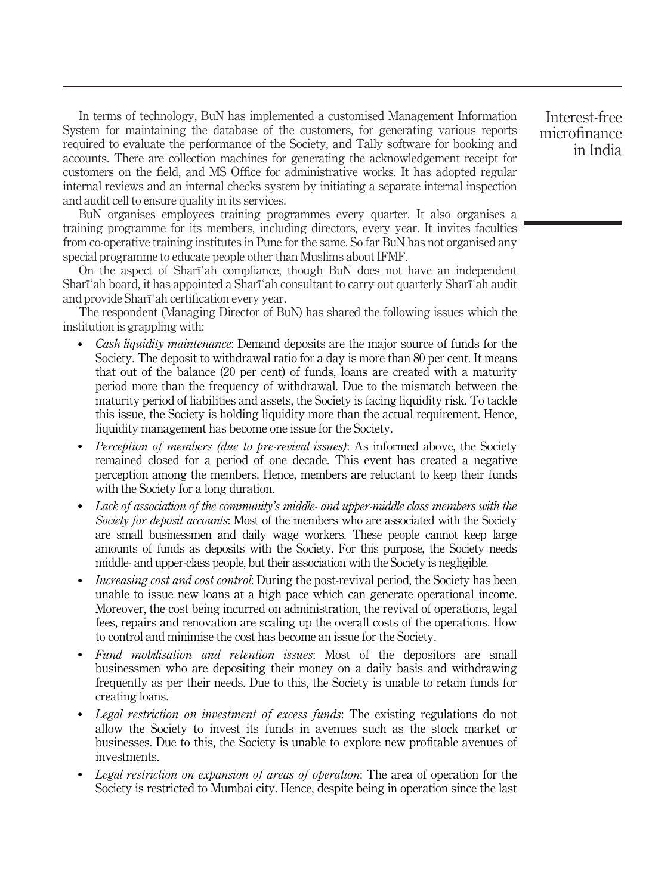In terms of technology, BuN has implemented a customised Management Information System for maintaining the database of the customers, for generating various reports required to evaluate the performance of the Society, and Tally software for booking and accounts. There are collection machines for generating the acknowledgement receipt for customers on the field, and MS Office for administrative works. It has adopted regular internal reviews and an internal checks system by initiating a separate internal inspection and audit cell to ensure quality in its services.

BuN organises employees training programmes every quarter. It also organises a training programme for its members, including directors, every year. It invites faculties from co-operative training institutes in Pune for the same. So far BuN has not organised any special programme to educate people other than Muslims about IFMF.

On the aspect of Sharīʿah compliance, though BuN does not have an independent Sharīʿah board, it has appointed a Sharīʿah consultant to carry out quarterly Sharīʿah audit and provide Sharīʿah certification every year.

The respondent (Managing Director of BuN) has shared the following issues which the institution is grappling with:

- *Cash liquidity maintenance*: Demand deposits are the major source of funds for the Society. The deposit to withdrawal ratio for a day is more than 80 per cent. It means that out of the balance (20 per cent) of funds, loans are created with a maturity period more than the frequency of withdrawal. Due to the mismatch between the maturity period of liabilities and assets, the Society is facing liquidity risk. To tackle this issue, the Society is holding liquidity more than the actual requirement. Hence, liquidity management has become one issue for the Society.
- *Perception of members (due to pre-revival issues)*: As informed above, the Society remained closed for a period of one decade. This event has created a negative perception among the members. Hence, members are reluctant to keep their funds with the Society for a long duration.
- *Lack of association of the community's middle- and upper-middle class members with the Society for deposit accounts*: Most of the members who are associated with the Society are small businessmen and daily wage workers. These people cannot keep large amounts of funds as deposits with the Society. For this purpose, the Society needs middle- and upper-class people, but their association with the Society is negligible.
- *Increasing cost and cost control*: During the post-revival period, the Society has been unable to issue new loans at a high pace which can generate operational income. Moreover, the cost being incurred on administration, the revival of operations, legal fees, repairs and renovation are scaling up the overall costs of the operations. How to control and minimise the cost has become an issue for the Society.
- *Fund mobilisation and retention issues*: Most of the depositors are small businessmen who are depositing their money on a daily basis and withdrawing frequently as per their needs. Due to this, the Society is unable to retain funds for creating loans.
- *Legal restriction on investment of excess funds*: The existing regulations do not allow the Society to invest its funds in avenues such as the stock market or businesses. Due to this, the Society is unable to explore new profitable avenues of investments.
- *Legal restriction on expansion of areas of operation*: The area of operation for the Society is restricted to Mumbai city. Hence, despite being in operation since the last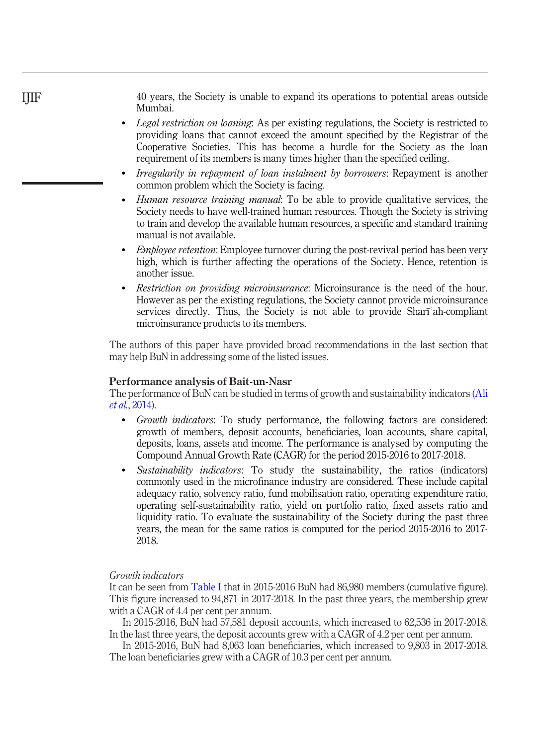40 years, the Society is unable to expand its operations to potential areas outside Mumbai.

- *Legal restriction on loaning*: As per existing regulations, the Society is restricted to providing loans that cannot exceed the amount specified by the Registrar of the Cooperative Societies. This has become a hurdle for the Society as the loan requirement of its members is many times higher than the specified ceiling.
- *Irregularity in repayment of loan instalment by borrowers*: Repayment is another common problem which the Society is facing.
- *Human resource training manual*: To be able to provide qualitative services, the Society needs to have well-trained human resources. Though the Society is striving to train and develop the available human resources, a specific and standard training manual is not available.
- *Employee retention*: Employee turnover during the post-revival period has been very high, which is further affecting the operations of the Society. Hence, retention is another issue.
- *Restriction on providing microinsurance*: Microinsurance is the need of the hour. However as per the existing regulations, the Society cannot provide microinsurance services directly. Thus, the Society is not able to provide Sharīʿah-compliant microinsurance products to its members.

The authors of this paper have provided broad recommendations in the last section that may help BuN in addressing some of the listed issues.

## Performance analysis of Bait-un-Nasr

The performance of BuN can be studied in terms of growth and sustainability indicators (Ali *et al.*, 2014).

- *Growth indicators*: To study performance, the following factors are considered: growth of members, deposit accounts, beneficiaries, loan accounts, share capital, deposits, loans, assets and income. The performance is analysed by computing the Compound Annual Growth Rate (CAGR) for the period 2015-2016 to 2017-2018.
- *Sustainability indicators*: To study the sustainability, the ratios (indicators) commonly used in the microfinance industry are considered. These include capital adequacy ratio, solvency ratio, fund mobilisation ratio, operating expenditure ratio, operating self-sustainability ratio, yield on portfolio ratio, fixed assets ratio and liquidity ratio. To evaluate the sustainability of the Society during the past three years, the mean for the same ratios is computed for the period 2015-2016 to 2017-2018.

### *Growth indicators*

It can be seen from Table I that in 2015-2016 BuN had 86,980 members (cumulative figure). This figure increased to 94,871 in 2017-2018. In the past three years, the membership grew with a CAGR of 4.4 per cent per annum.

In 2015-2016, BuN had 57,581 deposit accounts, which increased to 62,536 in 2017-2018. In the last three years, the deposit accounts grew with a CAGR of 4.2 per cent per annum.

In 2015-2016, BuN had 8,063 loan beneficiaries, which increased to 9,803 in 2017-2018. The loan beneficiaries grew with a CAGR of 10.3 per cent per annum.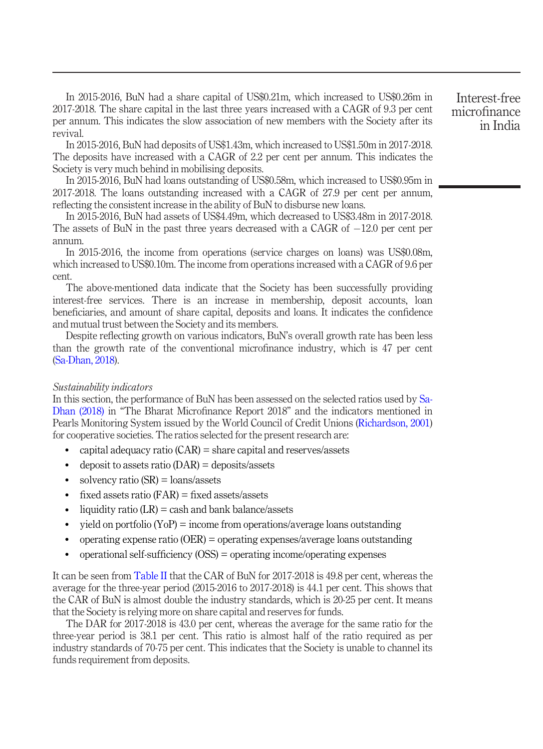In 2015-2016, BuN had a share capital of US$0.21m, which increased to US$0.26m in 2017-2018. The share capital in the last three years increased with a CAGR of 9.3 per cent per annum. This indicates the slow association of new members with the Society after its revival.

In 2015-2016, BuN had deposits of US$1.43m, which increased to US$1.50m in 2017-2018. The deposits have increased with a CAGR of 2.2 per cent per annum. This indicates the Society is very much behind in mobilising deposits.

In 2015-2016, BuN had loans outstanding of US$0.58m, which increased to US$0.95m in 2017-2018. The loans outstanding increased with a CAGR of 27.9 per cent per annum, reflecting the consistent increase in the ability of BuN to disburse new loans.

In 2015-2016, BuN had assets of US$4.49m, which decreased to US$3.48m in 2017-2018. The assets of BuN in the past three years decreased with a CAGR of −12.0 per cent per annum.

In 2015-2016, the income from operations (service charges on loans) was US$0.08m, which increased to US$0.10m. The income from operations increased with a CAGR of 9.6 per cent.

The above-mentioned data indicate that the Society has been successfully providing interest-free services. There is an increase in membership, deposit accounts, loan beneficiaries, and amount of share capital, deposits and loans. It indicates the confidence and mutual trust between the Society and its members.

Despite reflecting growth on various indicators, BuN's overall growth rate has been less than the growth rate of the conventional microfinance industry, which is 47 per cent (Sa-Dhan, 2018).

*Sustainability indicators*

In this section, the performance of BuN has been assessed on the selected ratios used by Sa-Dhan (2018) in "The Bharat Microfinance Report 2018" and the indicators mentioned in Pearls Monitoring System issued by the World Council of Credit Unions (Richardson, 2001) for cooperative societies. The ratios selected for the present research are:

- capital adequacy ratio (CAR) = share capital and reserves/assets
- deposit to assets ratio (DAR) = deposits/assets
- solvency ratio (SR) = loans/assets
- fixed assets ratio (FAR) = fixed assets/assets
- liquidity ratio (LR) = cash and bank balance/assets
- yield on portfolio (YoP) = income from operations/average loans outstanding
- operating expense ratio (OER) = operating expenses/average loans outstanding
- operational self-sufficiency (OSS) = operating income/operating expenses

It can be seen from Table II that the CAR of BuN for 2017-2018 is 49.8 per cent, whereas the average for the three-year period (2015-2016 to 2017-2018) is 44.1 per cent. This shows that the CAR of BuN is almost double the industry standards, which is 20-25 per cent. It means that the Society is relying more on share capital and reserves for funds.

The DAR for 2017-2018 is 43.0 per cent, whereas the average for the same ratio for the three-year period is 38.1 per cent. This ratio is almost half of the ratio required as per industry standards of 70-75 per cent. This indicates that the Society is unable to channel its funds requirement from deposits.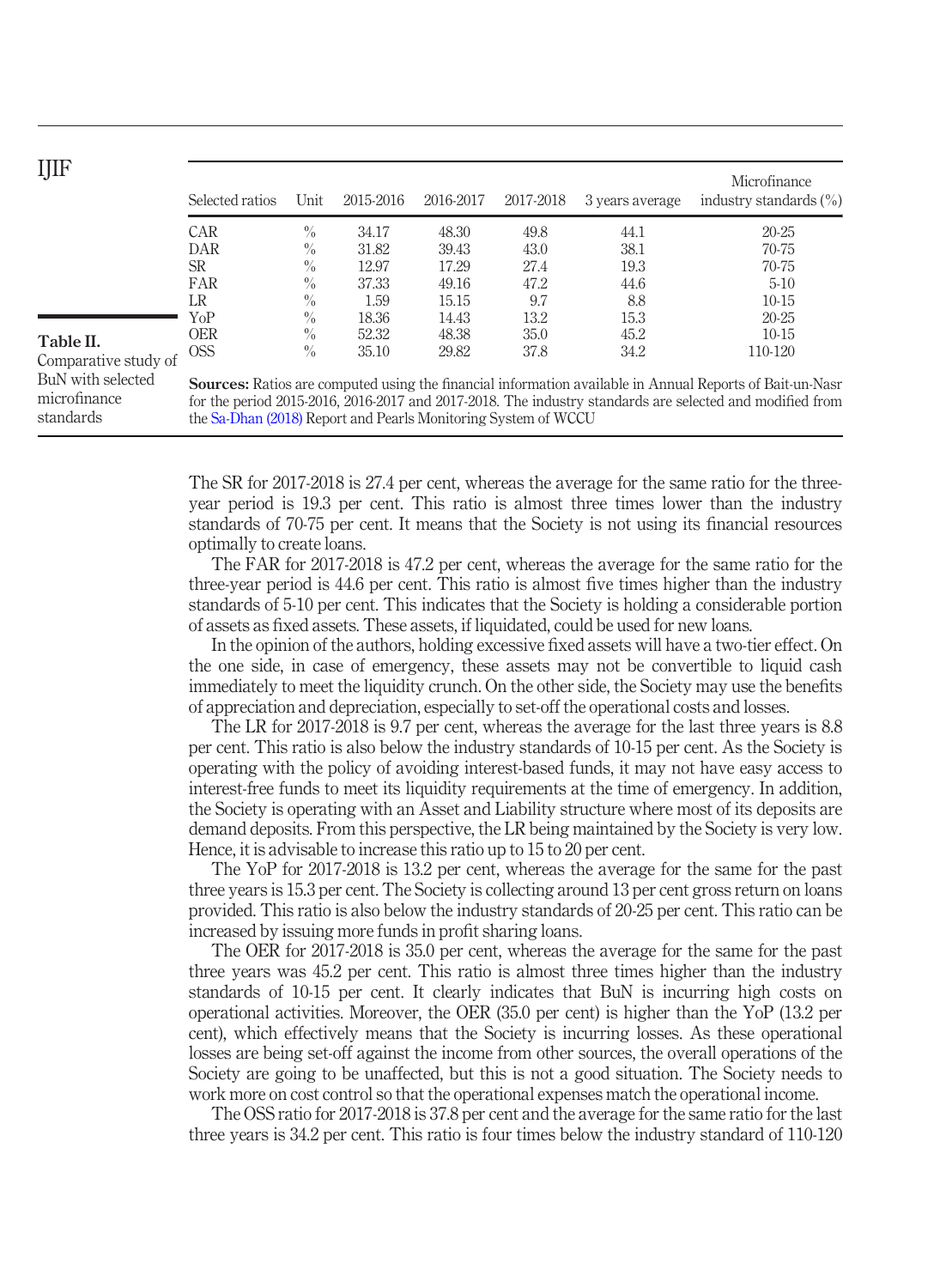**Table II.** Comparative study of BuN with selected microfinance standards

| Selected ratios | Unit | 2015-2016 | 2016-2017 | 2017-2018 | 3 years average | Microfinance industry standards (%) |
|---|---|---|---|---|---|---|
| CAR | % | 34.17 | 48.30 | 49.8 | 44.1 | 20-25 |
| DAR | % | 31.82 | 39.43 | 43.0 | 38.1 | 70-75 |
| SR | % | 12.97 | 17.29 | 27.4 | 19.3 | 70-75 |
| FAR | % | 37.33 | 49.16 | 47.2 | 44.6 | 5-10 |
| LR | % | 1.59 | 15.15 | 9.7 | 8.8 | 10-15 |
| YoP | % | 18.36 | 14.43 | 13.2 | 15.3 | 20-25 |
| OER | % | 52.32 | 48.38 | 35.0 | 45.2 | 10-15 |
| OSS | % | 35.10 | 29.82 | 37.8 | 34.2 | 110-120 |

**Sources:** Ratios are computed using the financial information available in Annual Reports of Bait-un-Nasr for the period 2015-2016, 2016-2017 and 2017-2018. The industry standards are selected and modified from the Sa-Dhan (2018) Report and Pearls Monitoring System of WCCU

The SR for 2017-2018 is 27.4 per cent, whereas the average for the same ratio for the three-year period is 19.3 per cent. This ratio is almost three times lower than the industry standards of 70-75 per cent. It means that the Society is not using its financial resources optimally to create loans.

The FAR for 2017-2018 is 47.2 per cent, whereas the average for the same ratio for the three-year period is 44.6 per cent. This ratio is almost five times higher than the industry standards of 5-10 per cent. This indicates that the Society is holding a considerable portion of assets as fixed assets. These assets, if liquidated, could be used for new loans.

In the opinion of the authors, holding excessive fixed assets will have a two-tier effect. On the one side, in case of emergency, these assets may not be convertible to liquid cash immediately to meet the liquidity crunch. On the other side, the Society may use the benefits of appreciation and depreciation, especially to set-off the operational costs and losses.

The LR for 2017-2018 is 9.7 per cent, whereas the average for the last three years is 8.8 per cent. This ratio is also below the industry standards of 10-15 per cent. As the Society is operating with the policy of avoiding interest-based funds, it may not have easy access to interest-free funds to meet its liquidity requirements at the time of emergency. In addition, the Society is operating with an Asset and Liability structure where most of its deposits are demand deposits. From this perspective, the LR being maintained by the Society is very low. Hence, it is advisable to increase this ratio up to 15 to 20 per cent.

The YoP for 2017-2018 is 13.2 per cent, whereas the average for the same for the past three years is 15.3 per cent. The Society is collecting around 13 per cent gross return on loans provided. This ratio is also below the industry standards of 20-25 per cent. This ratio can be increased by issuing more funds in profit sharing loans.

The OER for 2017-2018 is 35.0 per cent, whereas the average for the same for the past three years was 45.2 per cent. This ratio is almost three times higher than the industry standards of 10-15 per cent. It clearly indicates that BuN is incurring high costs on operational activities. Moreover, the OER (35.0 per cent) is higher than the YoP (13.2 per cent), which effectively means that the Society is incurring losses. As these operational losses are being set-off against the income from other sources, the overall operations of the Society are going to be unaffected, but this is not a good situation. The Society needs to work more on cost control so that the operational expenses match the operational income.

The OSS ratio for 2017-2018 is 37.8 per cent and the average for the same ratio for the last three years is 34.2 per cent. This ratio is four times below the industry standard of 110-120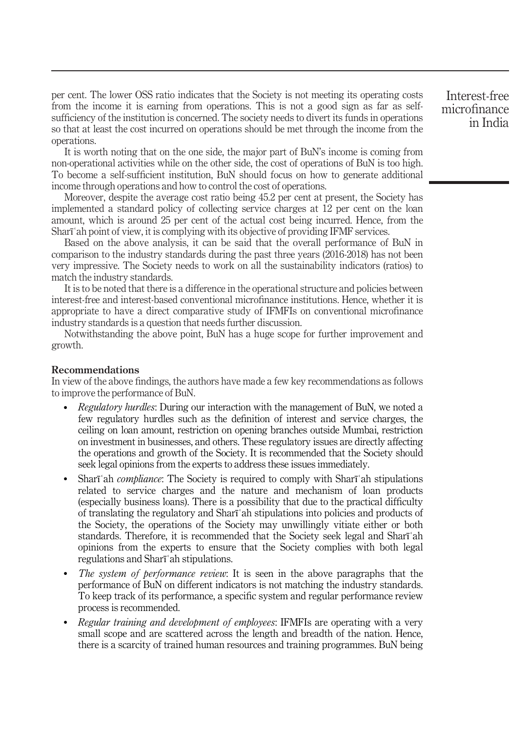per cent. The lower OSS ratio indicates that the Society is not meeting its operating costs from the income it is earning from operations. This is not a good sign as far as self-sufficiency of the institution is concerned. The society needs to divert its funds in operations so that at least the cost incurred on operations should be met through the income from the operations.

It is worth noting that on the one side, the major part of BuN's income is coming from non-operational activities while on the other side, the cost of operations of BuN is too high. To become a self-sufficient institution, BuN should focus on how to generate additional income through operations and how to control the cost of operations.

Moreover, despite the average cost ratio being 45.2 per cent at present, the Society has implemented a standard policy of collecting service charges at 12 per cent on the loan amount, which is around 25 per cent of the actual cost being incurred. Hence, from the Sharīʿah point of view, it is complying with its objective of providing IFMF services.

Based on the above analysis, it can be said that the overall performance of BuN in comparison to the industry standards during the past three years (2016-2018) has not been very impressive. The Society needs to work on all the sustainability indicators (ratios) to match the industry standards.

It is to be noted that there is a difference in the operational structure and policies between interest-free and interest-based conventional microfinance institutions. Hence, whether it is appropriate to have a direct comparative study of IFMFIs on conventional microfinance industry standards is a question that needs further discussion.

Notwithstanding the above point, BuN has a huge scope for further improvement and growth.

## Recommendations

In view of the above findings, the authors have made a few key recommendations as follows to improve the performance of BuN.

- *Regulatory hurdles*: During our interaction with the management of BuN, we noted a few regulatory hurdles such as the definition of interest and service charges, the ceiling on loan amount, restriction on opening branches outside Mumbai, restriction on investment in businesses, and others. These regulatory issues are directly affecting the operations and growth of the Society. It is recommended that the Society should seek legal opinions from the experts to address these issues immediately.
- Sharīʿah *compliance*: The Society is required to comply with Sharīʿah stipulations related to service charges and the nature and mechanism of loan products (especially business loans). There is a possibility that due to the practical difficulty of translating the regulatory and Sharīʿah stipulations into policies and products of the Society, the operations of the Society may unwillingly vitiate either or both standards. Therefore, it is recommended that the Society seek legal and Sharīʿah opinions from the experts to ensure that the Society complies with both legal regulations and Sharīʿah stipulations.
- *The system of performance review*: It is seen in the above paragraphs that the performance of BuN on different indicators is not matching the industry standards. To keep track of its performance, a specific system and regular performance review process is recommended.
- *Regular training and development of employees*: IFMFIs are operating with a very small scope and are scattered across the length and breadth of the nation. Hence, there is a scarcity of trained human resources and training programmes. BuN being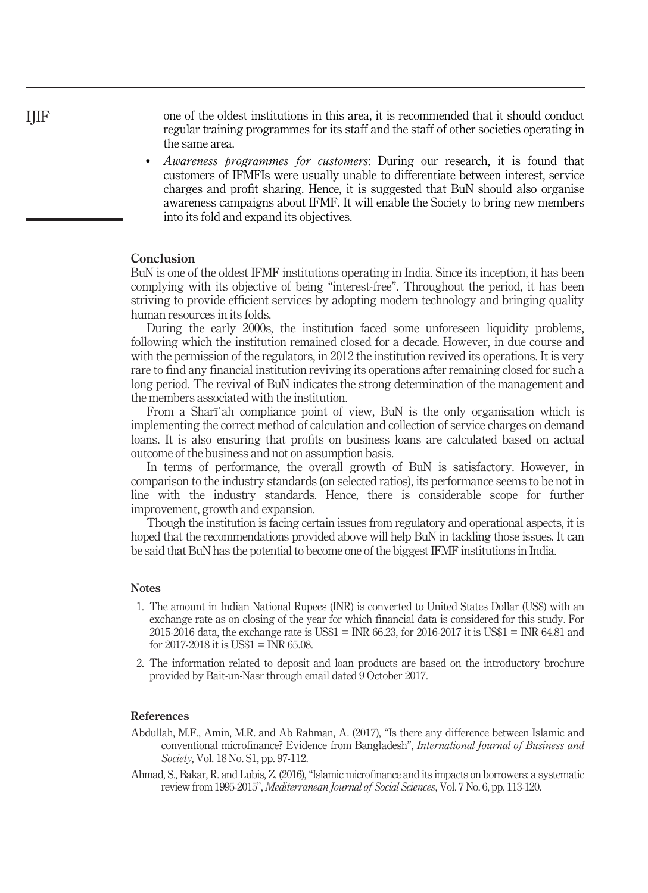one of the oldest institutions in this area, it is recommended that it should conduct regular training programmes for its staff and the staff of other societies operating in the same area.

- *Awareness programmes for customers*: During our research, it is found that customers of IFMFIs were usually unable to differentiate between interest, service charges and profit sharing. Hence, it is suggested that BuN should also organise awareness campaigns about IFMF. It will enable the Society to bring new members into its fold and expand its objectives.

## Conclusion

BuN is one of the oldest IFMF institutions operating in India. Since its inception, it has been complying with its objective of being "interest-free". Throughout the period, it has been striving to provide efficient services by adopting modern technology and bringing quality human resources in its folds.

During the early 2000s, the institution faced some unforeseen liquidity problems, following which the institution remained closed for a decade. However, in due course and with the permission of the regulators, in 2012 the institution revived its operations. It is very rare to find any financial institution reviving its operations after remaining closed for such a long period. The revival of BuN indicates the strong determination of the management and the members associated with the institution.

From a Sharīʿah compliance point of view, BuN is the only organisation which is implementing the correct method of calculation and collection of service charges on demand loans. It is also ensuring that profits on business loans are calculated based on actual outcome of the business and not on assumption basis.

In terms of performance, the overall growth of BuN is satisfactory. However, in comparison to the industry standards (on selected ratios), its performance seems to be not in line with the industry standards. Hence, there is considerable scope for further improvement, growth and expansion.

Though the institution is facing certain issues from regulatory and operational aspects, it is hoped that the recommendations provided above will help BuN in tackling those issues. It can be said that BuN has the potential to become one of the biggest IFMF institutions in India.

### Notes

1. The amount in Indian National Rupees (INR) is converted to United States Dollar (US$) with an exchange rate as on closing of the year for which financial data is considered for this study. For 2015-2016 data, the exchange rate is US$1 = INR 66.23, for 2016-2017 it is US$1 = INR 64.81 and for 2017-2018 it is US$1 = INR 65.08.
2. The information related to deposit and loan products are based on the introductory brochure provided by Bait-un-Nasr through email dated 9 October 2017.

### References

Abdullah, M.F., Amin, M.R. and Ab Rahman, A. (2017), "Is there any difference between Islamic and conventional microfinance? Evidence from Bangladesh", *International Journal of Business and Society*, Vol. 18 No. S1, pp. 97-112.

Ahmad, S., Bakar, R. and Lubis, Z. (2016), "Islamic microfinance and its impacts on borrowers: a systematic review from 1995-2015", *Mediterranean Journal of Social Sciences*, Vol. 7 No. 6, pp. 113-120.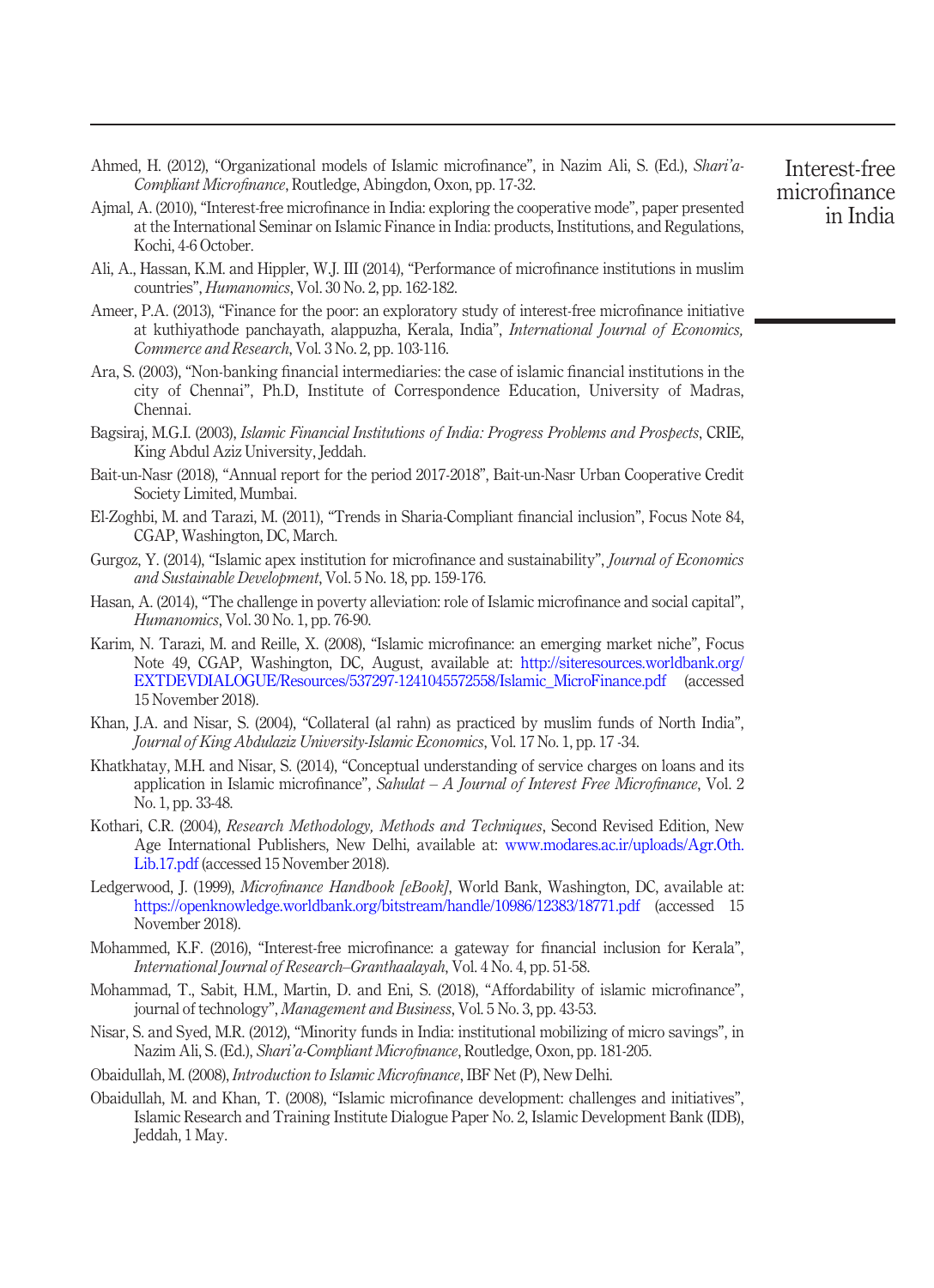Ahmed, H. (2012), "Organizational models of Islamic microfinance", in Nazim Ali, S. (Ed.), *Shari'a-Compliant Microfinance*, Routledge, Abingdon, Oxon, pp. 17-32.

Ajmal, A. (2010), "Interest-free microfinance in India: exploring the cooperative mode", paper presented at the International Seminar on Islamic Finance in India: products, Institutions, and Regulations, Kochi, 4-6 October.

Ali, A., Hassan, K.M. and Hippler, W.J. III (2014), "Performance of microfinance institutions in muslim countries", *Humanomics*, Vol. 30 No. 2, pp. 162-182.

Ameer, P.A. (2013), "Finance for the poor: an exploratory study of interest-free microfinance initiative at kuthiyathode panchayath, alappuzha, Kerala, India", *International Journal of Economics, Commerce and Research*, Vol. 3 No. 2, pp. 103-116.

Ara, S. (2003), "Non-banking financial intermediaries: the case of islamic financial institutions in the city of Chennai", Ph.D, Institute of Correspondence Education, University of Madras, Chennai.

Bagsiraj, M.G.I. (2003), *Islamic Financial Institutions of India: Progress Problems and Prospects*, CRIE, King Abdul Aziz University, Jeddah.

Bait-un-Nasr (2018), "Annual report for the period 2017-2018", Bait-un-Nasr Urban Cooperative Credit Society Limited, Mumbai.

El-Zoghbi, M. and Tarazi, M. (2011), "Trends in Sharia-Compliant financial inclusion", Focus Note 84, CGAP, Washington, DC, March.

Gurgoz, Y. (2014), "Islamic apex institution for microfinance and sustainability", *Journal of Economics and Sustainable Development*, Vol. 5 No. 18, pp. 159-176.

Hasan, A. (2014), "The challenge in poverty alleviation: role of Islamic microfinance and social capital", *Humanomics*, Vol. 30 No. 1, pp. 76-90.

Karim, N. Tarazi, M. and Reille, X. (2008), "Islamic microfinance: an emerging market niche", Focus Note 49, CGAP, Washington, DC, August, available at: http://siteresources.worldbank.org/EXTDEVDIALOGUE/Resources/537297-1241045572558/Islamic_MicroFinance.pdf (accessed 15 November 2018).

Khan, J.A. and Nisar, S. (2004), "Collateral (al rahn) as practiced by muslim funds of North India", *Journal of King Abdulaziz University-Islamic Economics*, Vol. 17 No. 1, pp. 17 -34.

Khatkhatay, M.H. and Nisar, S. (2014), "Conceptual understanding of service charges on loans and its application in Islamic microfinance", *Sahulat – A Journal of Interest Free Microfinance*, Vol. 2 No. 1, pp. 33-48.

Kothari, C.R. (2004), *Research Methodology, Methods and Techniques*, Second Revised Edition, New Age International Publishers, New Delhi, available at: www.modares.ac.ir/uploads/Agr.Oth.Lib.17.pdf (accessed 15 November 2018).

Ledgerwood, J. (1999), *Microfinance Handbook [eBook]*, World Bank, Washington, DC, available at: https://openknowledge.worldbank.org/bitstream/handle/10986/12383/18771.pdf (accessed 15 November 2018).

Mohammed, K.F. (2016), "Interest-free microfinance: a gateway for financial inclusion for Kerala", *International Journal of Research–Granthaalayah*, Vol. 4 No. 4, pp. 51-58.

Mohammad, T., Sabit, H.M., Martin, D. and Eni, S. (2018), "Affordability of islamic microfinance", journal of technology", *Management and Business*, Vol. 5 No. 3, pp. 43-53.

Nisar, S. and Syed, M.R. (2012), "Minority funds in India: institutional mobilizing of micro savings", in Nazim Ali, S. (Ed.), *Shari'a-Compliant Microfinance*, Routledge, Oxon, pp. 181-205.

Obaidullah, M. (2008), *Introduction to Islamic Microfinance*, IBF Net (P), New Delhi.

Obaidullah, M. and Khan, T. (2008), "Islamic microfinance development: challenges and initiatives", Islamic Research and Training Institute Dialogue Paper No. 2, Islamic Development Bank (IDB), Jeddah, 1 May.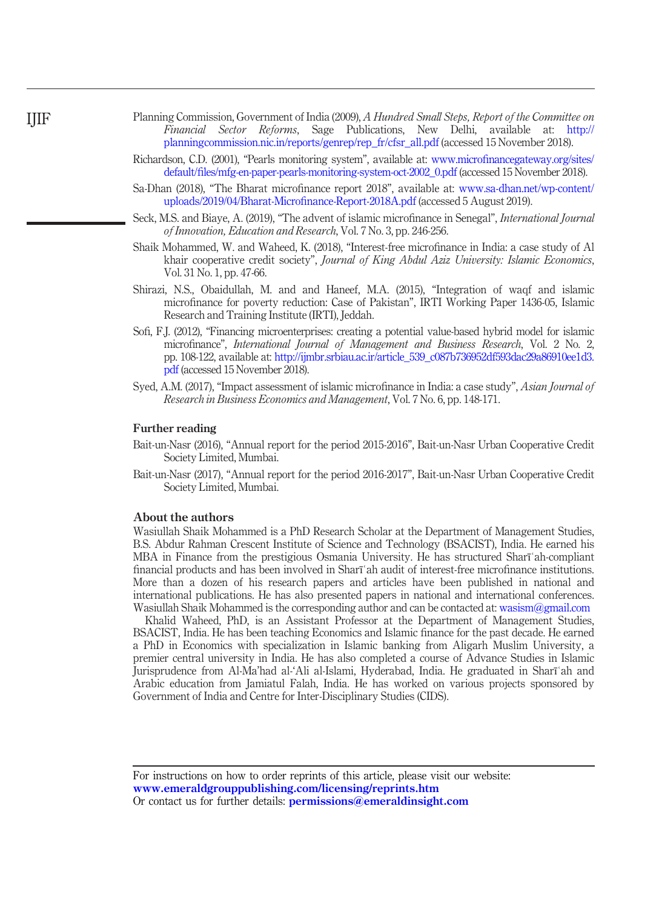Planning Commission, Government of India (2009), *A Hundred Small Steps, Report of the Committee on Financial Sector Reforms*, Sage Publications, New Delhi, available at: http://planningcommission.nic.in/reports/genrep/rep_fr/cfsr_all.pdf (accessed 15 November 2018).

Richardson, C.D. (2001), "Pearls monitoring system", available at: www.microfinancegateway.org/sites/default/files/mfg-en-paper-pearls-monitoring-system-oct-2002_0.pdf (accessed 15 November 2018).

Sa-Dhan (2018), "The Bharat microfinance report 2018", available at: www.sa-dhan.net/wp-content/uploads/2019/04/Bharat-Microfinance-Report-2018A.pdf (accessed 5 August 2019).

Seck, M.S. and Biaye, A. (2019), "The advent of islamic microfinance in Senegal", *International Journal of Innovation, Education and Research*, Vol. 7 No. 3, pp. 246-256.

Shaik Mohammed, W. and Waheed, K. (2018), "Interest-free microfinance in India: a case study of Al khair cooperative credit society", *Journal of King Abdul Aziz University: Islamic Economics*, Vol. 31 No. 1, pp. 47-66.

Shirazi, N.S., Obaidullah, M. and and Haneef, M.A. (2015), "Integration of waqf and islamic microfinance for poverty reduction: Case of Pakistan", IRTI Working Paper 1436-05, Islamic Research and Training Institute (IRTI), Jeddah.

Sofi, F.J. (2012), "Financing microenterprises: creating a potential value-based hybrid model for islamic microfinance", *International Journal of Management and Business Research*, Vol. 2 No. 2, pp. 108-122, available at: http://ijmbr.srbiau.ac.ir/article_539_c087b736952df593dac29a86910ee1d3.pdf (accessed 15 November 2018).

Syed, A.M. (2017), "Impact assessment of islamic microfinance in India: a case study", *Asian Journal of Research in Business Economics and Management*, Vol. 7 No. 6, pp. 148-171.

## Further reading

Bait-un-Nasr (2016), "Annual report for the period 2015-2016", Bait-un-Nasr Urban Cooperative Credit Society Limited, Mumbai.

Bait-un-Nasr (2017), "Annual report for the period 2016-2017", Bait-un-Nasr Urban Cooperative Credit Society Limited, Mumbai.

## About the authors

Wasiullah Shaik Mohammed is a PhD Research Scholar at the Department of Management Studies, B.S. Abdur Rahman Crescent Institute of Science and Technology (BSACIST), India. He earned his MBA in Finance from the prestigious Osmania University. He has structured Sharīʿah-compliant financial products and has been involved in Sharīʿah audit of interest-free microfinance institutions. More than a dozen of his research papers and articles have been published in national and international publications. He has also presented papers in national and international conferences. Wasiullah Shaik Mohammed is the corresponding author and can be contacted at: wasism@gmail.com

Khalid Waheed, PhD, is an Assistant Professor at the Department of Management Studies, BSACIST, India. He has been teaching Economics and Islamic finance for the past decade. He earned a PhD in Economics with specialization in Islamic banking from Aligarh Muslim University, a premier central university in India. He has also completed a course of Advance Studies in Islamic Jurisprudence from Al-Ma'had al-'Ali al-Islami, Hyderabad, India. He graduated in Sharīʿah and Arabic education from Jamiatul Falah, India. He has worked on various projects sponsored by Government of India and Centre for Inter-Disciplinary Studies (CIDS).

For instructions on how to order reprints of this article, please visit our website:
**www.emeraldgrouppublishing.com/licensing/reprints.htm**
Or contact us for further details: **permissions@emeraldinsight.com**